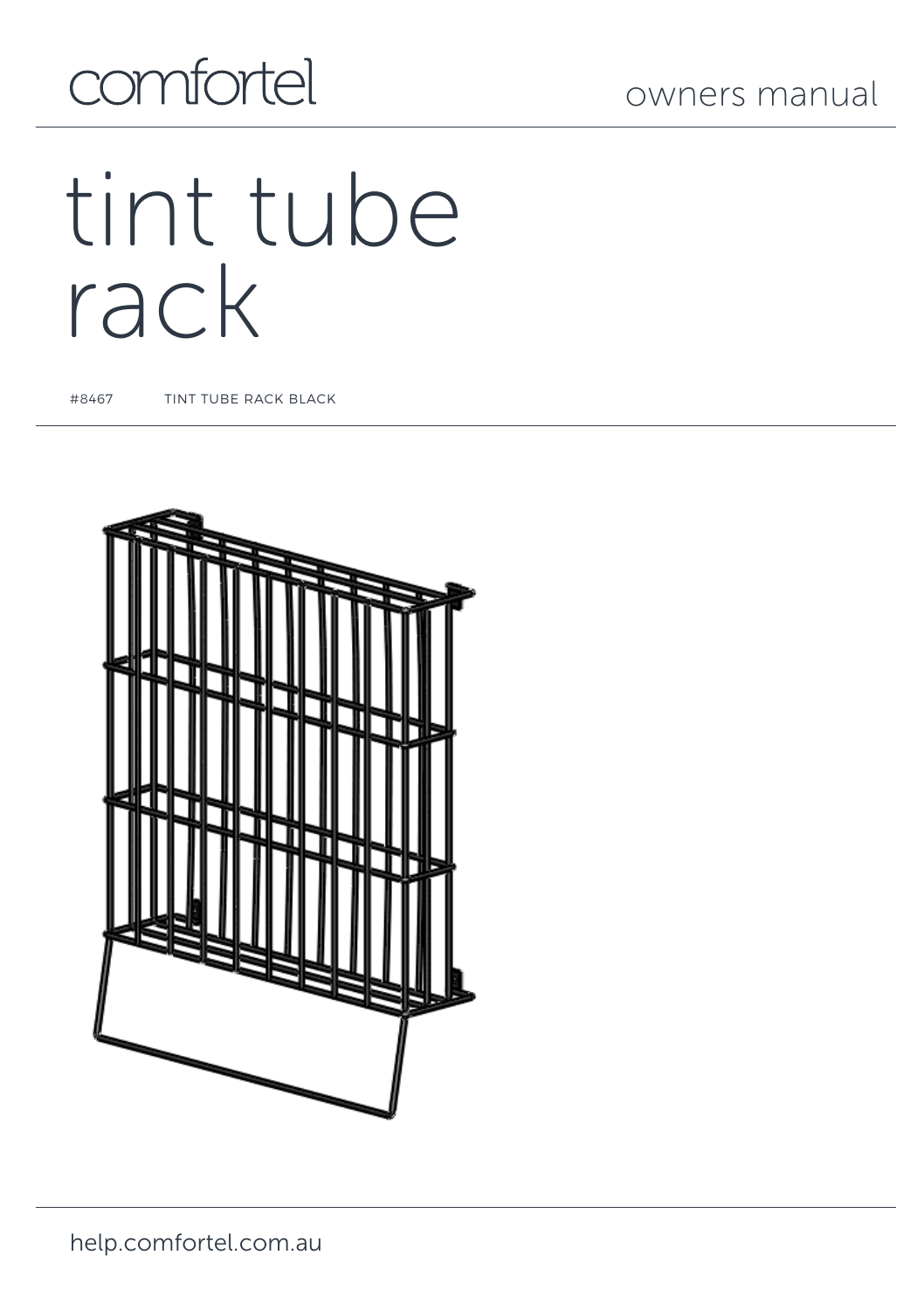comfortel

owners manual

# tint tube rack

#8467 TINT TUBE RACK BLACK

help.comfortel.com.au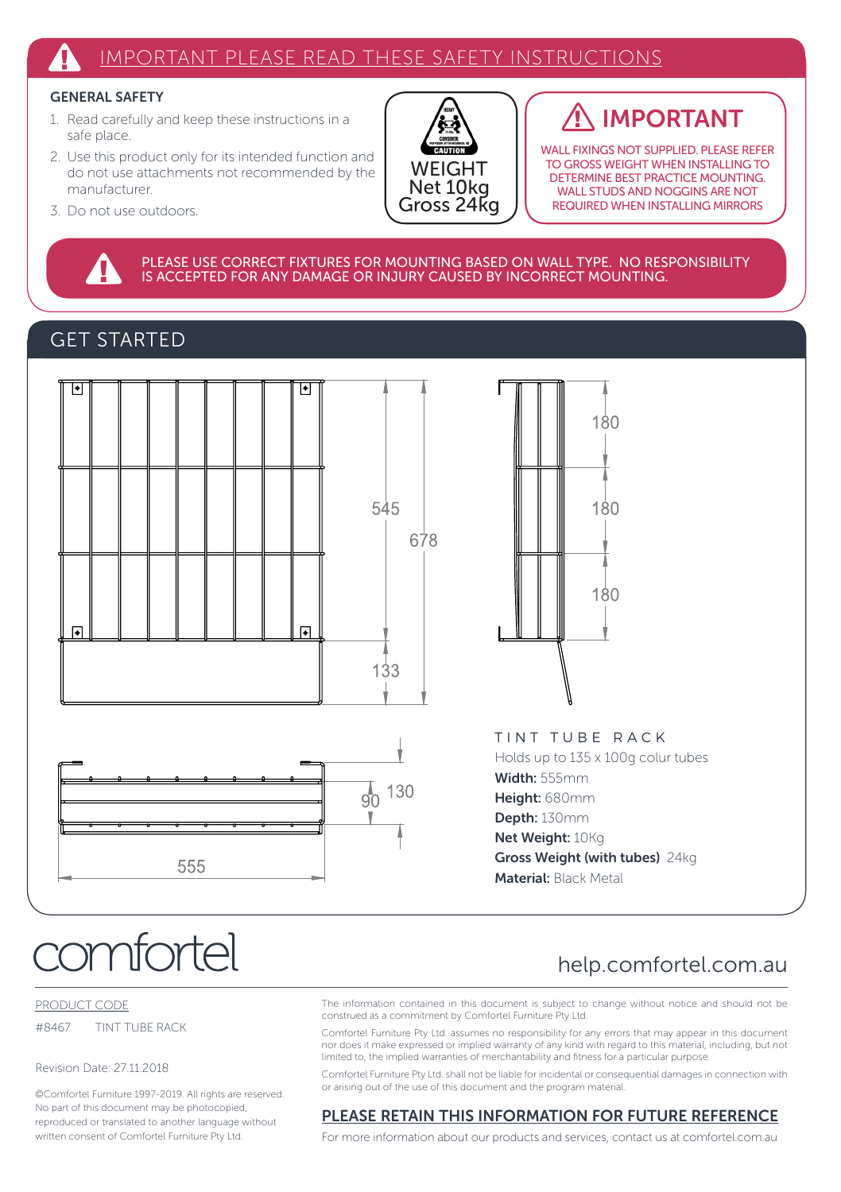## IMPORTANT PLEASE READ THESE SAFETY INSTRUCTIONS

### GENERAL SAFETY

1. Read carefully and keep these instructions in a safe place.
2. Use this product only for its intended function and do not use attachments not recommended by the manufacturer.
3. Do not use outdoors.

HEAVY
CONSIDER
CAUTION

WEIGHT
Net 10kg
Gross 24kg

### IMPORTANT

WALL FIXINGS NOT SUPPLIED. PLEASE REFER TO GROSS WEIGHT WHEN INSTALLING TO DETERMINE BEST PRACTICE MOUNTING. WALL STUDS AND NOGGINS ARE NOT REQUIRED WHEN INSTALLING MIRRORS

PLEASE USE CORRECT FIXTURES FOR MOUNTING BASED ON WALL TYPE. NO RESPONSIBILITY IS ACCEPTED FOR ANY DAMAGE OR INJURY CAUSED BY INCORRECT MOUNTING.

## GET STARTED

545
678
133
180
180
180
90
130
555

### TINT TUBE RACK

Holds up to 135 x 100g color tubes
**Width:** 555mm
**Height:** 680mm
**Depth:** 130mm
**Net Weight:** 10Kg
**Gross Weight (with tubes)** 24kg
**Material:** Black Metal

comfortel

help.comfortel.com.au

PRODUCT CODE

#8467 TINT TUBE RACK

Revision Date: 27.11.2018

©Comfortel Furniture 1997-2019. All rights are reserved. No part of this document may be photocopied, reproduced or translated to another language without written consent of Comfortel Furniture Pty Ltd.

The information contained in this document is subject to change without notice and should not be construed as a commitment by Comfortel Furniture Pty Ltd.

Comfortel Furniture Pty Ltd. assumes no responsibility for any errors that may appear in this document nor does it make expressed or implied warranty of any kind with regard to this material, including, but not limited to, the implied warranties of merchantability and fitness for a particular purpose.

Comfortel Furniture Pty Ltd. shall not be liable for incidental or consequential damages in connection with or arising out of the use of this document and the program material.

**PLEASE RETAIN THIS INFORMATION FOR FUTURE REFERENCE**

For more information about our products and services, contact us at comfortel.com.au